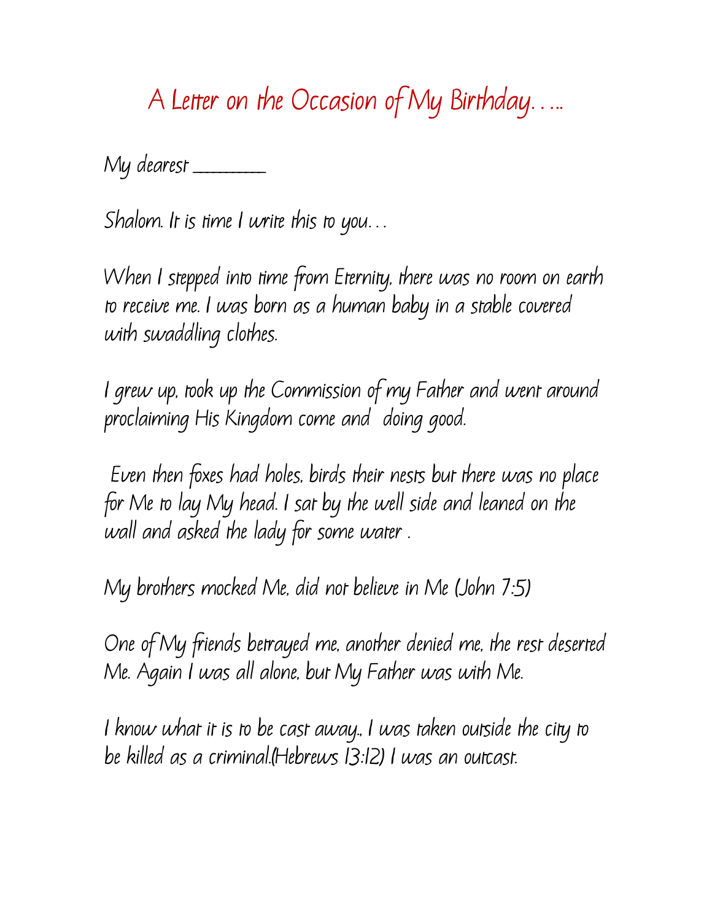# A Letter on the Occasion of My Birthday…..

My dearest ________

Shalom. It is time I write this to you…

When I stepped into time from Eternity, there was no room on earth to receive me. I was born as a human baby in a stable covered with swaddling clothes.

I grew up, took up the Commission of my Father and went around proclaiming His Kingdom come and  doing good.

 Even then foxes had holes, birds their nests but there was no place for Me to lay My head. I sat by the well side and leaned on the wall and asked the lady for some water .

My brothers mocked Me, did not believe in Me (John 7:5)

One of My friends betrayed me, another denied me, the rest deserted Me. Again I was all alone, but My Father was with Me.

I know what it is to be cast away., I was taken outside the city to be killed as a criminal.(Hebrews 13:12) I was an outcast.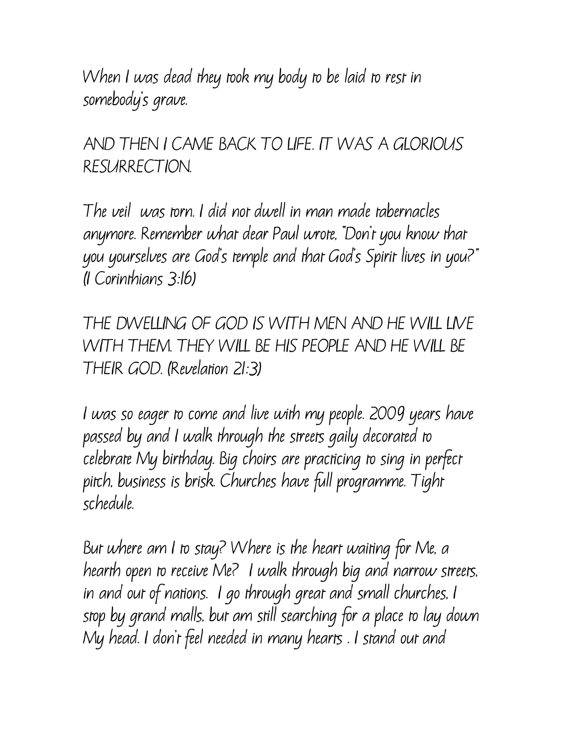When I was dead they took my body to be laid to rest in somebody's grave.

AND THEN I CAME BACK TO LIFE. IT WAS A GLORIOUS RESURRECTION.

The veil was torn. I did not dwell in man made tabernacles anymore. Remember what dear Paul wrote, "Don't you know that you yourselves are God's temple and that God's Spirit lives in you?" (I Corinthians 3:16)

THE DWELLING OF GOD IS WITH MEN AND HE WILL LIVE WITH THEM. THEY WILL BE HIS PEOPLE AND HE WILL BE THEIR GOD. (Revelation 21:3)

I was so eager to come and live with my people. 2009 years have passed by and I walk through the streets gaily decorated to celebrate My birthday. Big choirs are practicing to sing in perfect pitch, business is brisk. Churches have full programme. Tight schedule.

But where am I to stay? Where is the heart waiting for Me, a hearth open to receive Me? I walk through big and narrow streets, in and out of nations. I go through great and small churches, I stop by grand malls, but am still searching for a place to lay down My head. I don't feel needed in many hearts . I stand out and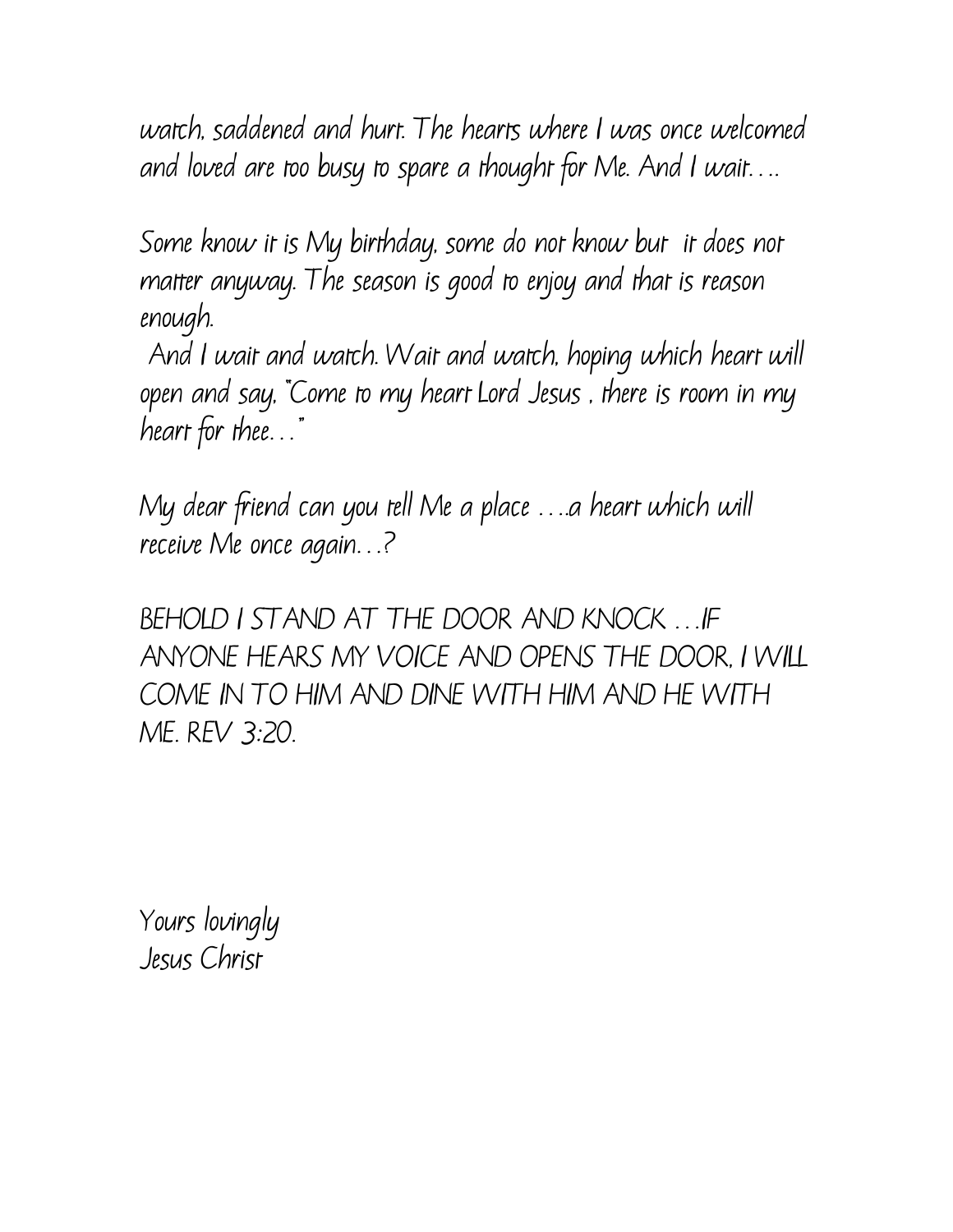watch, saddened and hurt. The hearts where I was once welcomed and loved are too busy to spare a thought for Me. And I wait….

Some know it is My birthday, some do not know but it does not matter anyway. The season is good to enjoy and that is reason enough.

And I wait and watch. Wait and watch, hoping which heart will open and say, "Come to my heart Lord Jesus , there is room in my heart for thee…"

My dear friend can you tell Me a place ….a heart which will receive Me once again…?

BEHOLD I STAND AT THE DOOR AND KNOCK …IF ANYONE HEARS MY VOICE AND OPENS THE DOOR, I WILL COME IN TO HIM AND DINE WITH HIM AND HE WITH ME. REV 3:20.

Yours lovingly
Jesus Christ